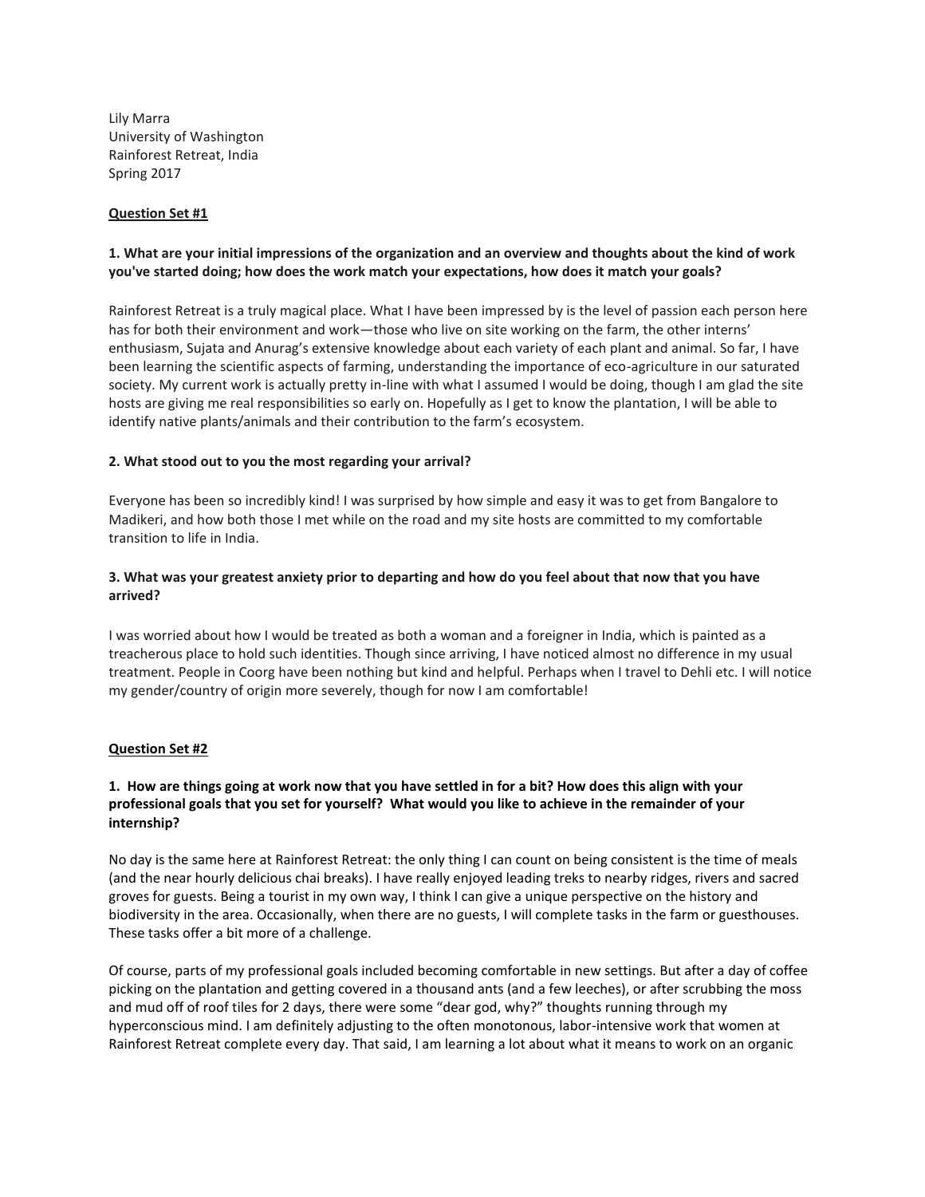Lily Marra
University of Washington
Rainforest Retreat, India
Spring 2017

**Question Set #1**

**1. What are your initial impressions of the organization and an overview and thoughts about the kind of work you've started doing; how does the work match your expectations, how does it match your goals?**

Rainforest Retreat is a truly magical place. What I have been impressed by is the level of passion each person here has for both their environment and work—those who live on site working on the farm, the other interns' enthusiasm, Sujata and Anurag's extensive knowledge about each variety of each plant and animal. So far, I have been learning the scientific aspects of farming, understanding the importance of eco-agriculture in our saturated society. My current work is actually pretty in-line with what I assumed I would be doing, though I am glad the site hosts are giving me real responsibilities so early on. Hopefully as I get to know the plantation, I will be able to identify native plants/animals and their contribution to the farm's ecosystem.

**2. What stood out to you the most regarding your arrival?**

Everyone has been so incredibly kind! I was surprised by how simple and easy it was to get from Bangalore to Madikeri, and how both those I met while on the road and my site hosts are committed to my comfortable transition to life in India.

**3. What was your greatest anxiety prior to departing and how do you feel about that now that you have arrived?**

I was worried about how I would be treated as both a woman and a foreigner in India, which is painted as a treacherous place to hold such identities. Though since arriving, I have noticed almost no difference in my usual treatment. People in Coorg have been nothing but kind and helpful. Perhaps when I travel to Dehli etc. I will notice my gender/country of origin more severely, though for now I am comfortable!

**Question Set #2**

**1. How are things going at work now that you have settled in for a bit? How does this align with your professional goals that you set for yourself? What would you like to achieve in the remainder of your internship?**

No day is the same here at Rainforest Retreat: the only thing I can count on being consistent is the time of meals (and the near hourly delicious chai breaks). I have really enjoyed leading treks to nearby ridges, rivers and sacred groves for guests. Being a tourist in my own way, I think I can give a unique perspective on the history and biodiversity in the area. Occasionally, when there are no guests, I will complete tasks in the farm or guesthouses. These tasks offer a bit more of a challenge.

Of course, parts of my professional goals included becoming comfortable in new settings. But after a day of coffee picking on the plantation and getting covered in a thousand ants (and a few leeches), or after scrubbing the moss and mud off of roof tiles for 2 days, there were some "dear god, why?" thoughts running through my hyperconscious mind. I am definitely adjusting to the often monotonous, labor-intensive work that women at Rainforest Retreat complete every day. That said, I am learning a lot about what it means to work on an organic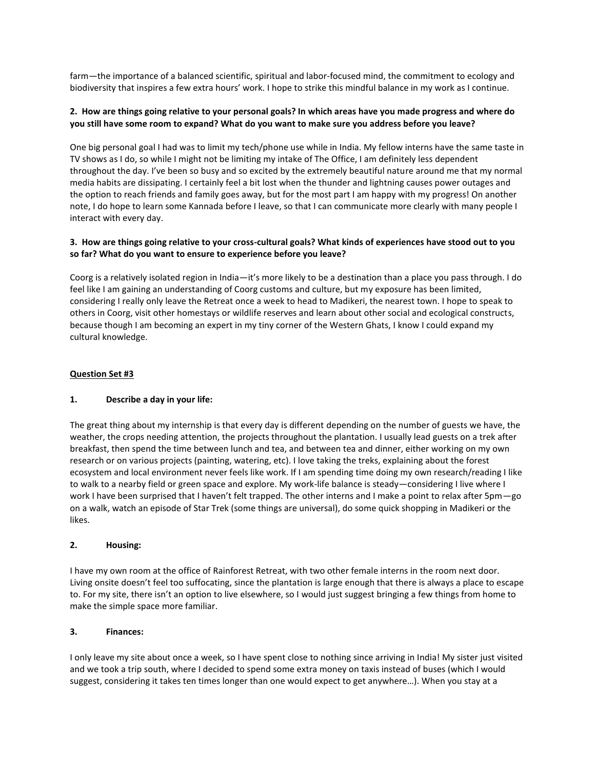farm—the importance of a balanced scientific, spiritual and labor-focused mind, the commitment to ecology and biodiversity that inspires a few extra hours' work. I hope to strike this mindful balance in my work as I continue.

**2. How are things going relative to your personal goals? In which areas have you made progress and where do you still have some room to expand? What do you want to make sure you address before you leave?**

One big personal goal I had was to limit my tech/phone use while in India. My fellow interns have the same taste in TV shows as I do, so while I might not be limiting my intake of The Office, I am definitely less dependent throughout the day. I've been so busy and so excited by the extremely beautiful nature around me that my normal media habits are dissipating. I certainly feel a bit lost when the thunder and lightning causes power outages and the option to reach friends and family goes away, but for the most part I am happy with my progress! On another note, I do hope to learn some Kannada before I leave, so that I can communicate more clearly with many people I interact with every day.

**3. How are things going relative to your cross-cultural goals? What kinds of experiences have stood out to you so far? What do you want to ensure to experience before you leave?**

Coorg is a relatively isolated region in India—it's more likely to be a destination than a place you pass through. I do feel like I am gaining an understanding of Coorg customs and culture, but my exposure has been limited, considering I really only leave the Retreat once a week to head to Madikeri, the nearest town. I hope to speak to others in Coorg, visit other homestays or wildlife reserves and learn about other social and ecological constructs, because though I am becoming an expert in my tiny corner of the Western Ghats, I know I could expand my cultural knowledge.

## Question Set #3

**1. Describe a day in your life:**

The great thing about my internship is that every day is different depending on the number of guests we have, the weather, the crops needing attention, the projects throughout the plantation. I usually lead guests on a trek after breakfast, then spend the time between lunch and tea, and between tea and dinner, either working on my own research or on various projects (painting, watering, etc). I love taking the treks, explaining about the forest ecosystem and local environment never feels like work. If I am spending time doing my own research/reading I like to walk to a nearby field or green space and explore. My work-life balance is steady—considering I live where I work I have been surprised that I haven't felt trapped. The other interns and I make a point to relax after 5pm—go on a walk, watch an episode of Star Trek (some things are universal), do some quick shopping in Madikeri or the likes.

**2. Housing:**

I have my own room at the office of Rainforest Retreat, with two other female interns in the room next door. Living onsite doesn't feel too suffocating, since the plantation is large enough that there is always a place to escape to. For my site, there isn't an option to live elsewhere, so I would just suggest bringing a few things from home to make the simple space more familiar.

**3. Finances:**

I only leave my site about once a week, so I have spent close to nothing since arriving in India! My sister just visited and we took a trip south, where I decided to spend some extra money on taxis instead of buses (which I would suggest, considering it takes ten times longer than one would expect to get anywhere…). When you stay at a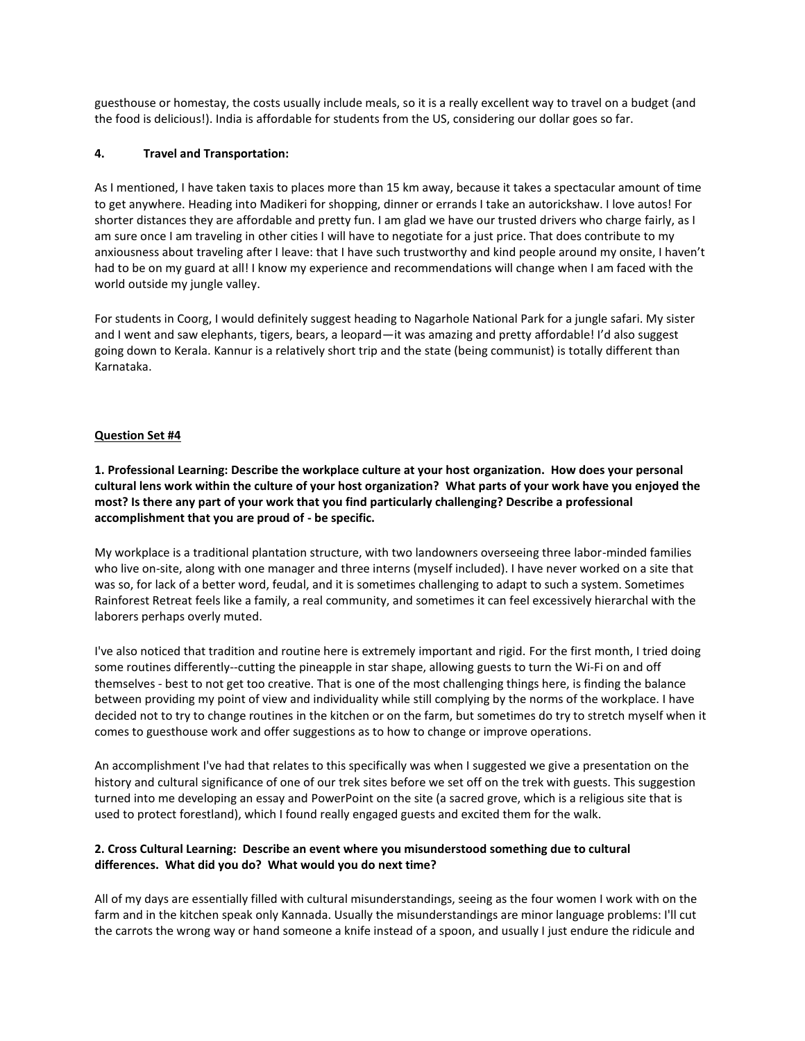guesthouse or homestay, the costs usually include meals, so it is a really excellent way to travel on a budget (and the food is delicious!). India is affordable for students from the US, considering our dollar goes so far.

**4. Travel and Transportation:**

As I mentioned, I have taken taxis to places more than 15 km away, because it takes a spectacular amount of time to get anywhere. Heading into Madikeri for shopping, dinner or errands I take an autorickshaw. I love autos! For shorter distances they are affordable and pretty fun. I am glad we have our trusted drivers who charge fairly, as I am sure once I am traveling in other cities I will have to negotiate for a just price. That does contribute to my anxiousness about traveling after I leave: that I have such trustworthy and kind people around my onsite, I haven't had to be on my guard at all! I know my experience and recommendations will change when I am faced with the world outside my jungle valley.

For students in Coorg, I would definitely suggest heading to Nagarhole National Park for a jungle safari. My sister and I went and saw elephants, tigers, bears, a leopard—it was amazing and pretty affordable! I'd also suggest going down to Kerala. Kannur is a relatively short trip and the state (being communist) is totally different than Karnataka.

## Question Set #4

**1. Professional Learning: Describe the workplace culture at your host organization. How does your personal cultural lens work within the culture of your host organization? What parts of your work have you enjoyed the most? Is there any part of your work that you find particularly challenging? Describe a professional accomplishment that you are proud of - be specific.**

My workplace is a traditional plantation structure, with two landowners overseeing three labor-minded families who live on-site, along with one manager and three interns (myself included). I have never worked on a site that was so, for lack of a better word, feudal, and it is sometimes challenging to adapt to such a system. Sometimes Rainforest Retreat feels like a family, a real community, and sometimes it can feel excessively hierarchal with the laborers perhaps overly muted.

I've also noticed that tradition and routine here is extremely important and rigid. For the first month, I tried doing some routines differently--cutting the pineapple in star shape, allowing guests to turn the Wi-Fi on and off themselves - best to not get too creative. That is one of the most challenging things here, is finding the balance between providing my point of view and individuality while still complying by the norms of the workplace. I have decided not to try to change routines in the kitchen or on the farm, but sometimes do try to stretch myself when it comes to guesthouse work and offer suggestions as to how to change or improve operations.

An accomplishment I've had that relates to this specifically was when I suggested we give a presentation on the history and cultural significance of one of our trek sites before we set off on the trek with guests. This suggestion turned into me developing an essay and PowerPoint on the site (a sacred grove, which is a religious site that is used to protect forestland), which I found really engaged guests and excited them for the walk.

**2. Cross Cultural Learning: Describe an event where you misunderstood something due to cultural differences. What did you do? What would you do next time?**

All of my days are essentially filled with cultural misunderstandings, seeing as the four women I work with on the farm and in the kitchen speak only Kannada. Usually the misunderstandings are minor language problems: I'll cut the carrots the wrong way or hand someone a knife instead of a spoon, and usually I just endure the ridicule and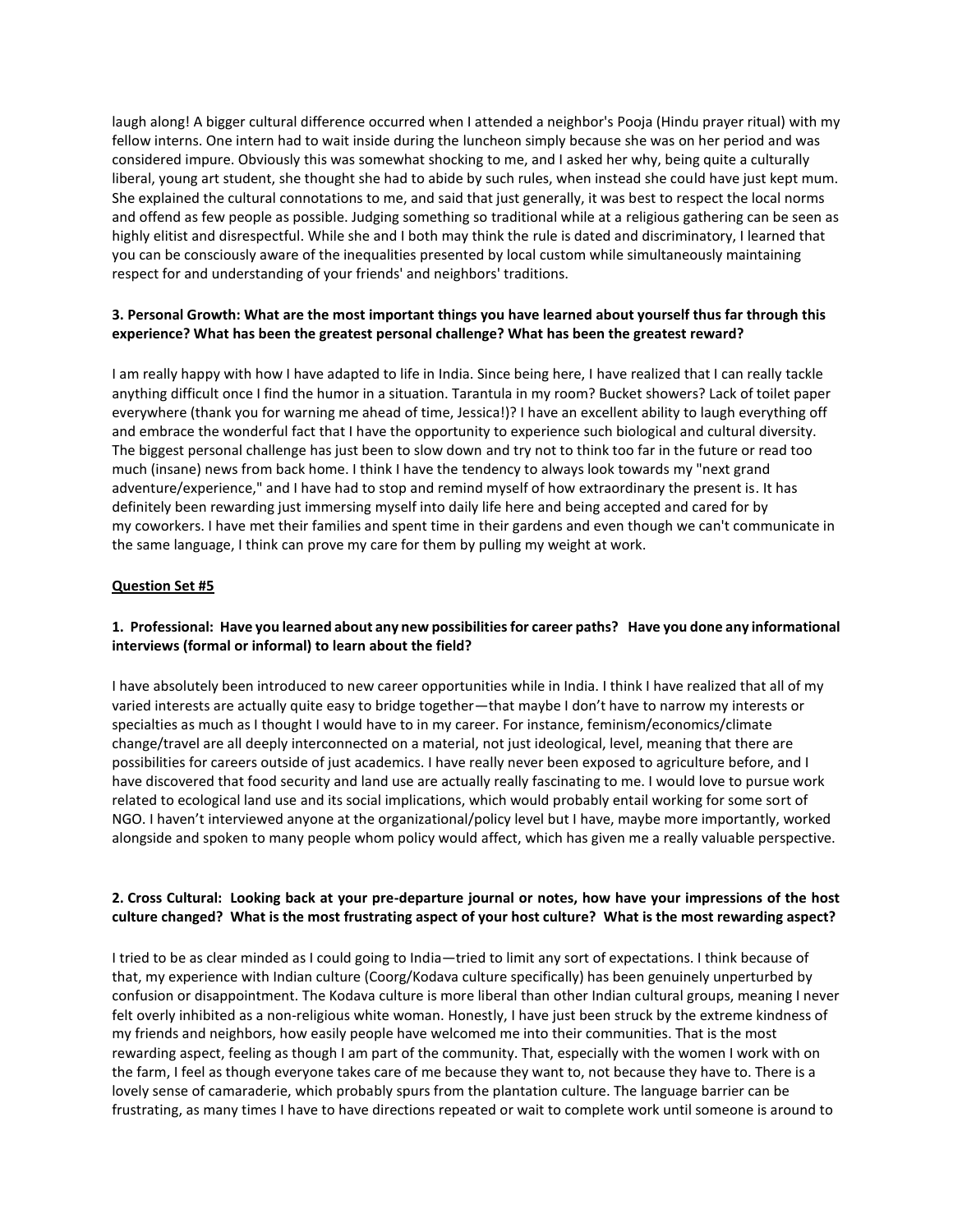laugh along! A bigger cultural difference occurred when I attended a neighbor's Pooja (Hindu prayer ritual) with my fellow interns. One intern had to wait inside during the luncheon simply because she was on her period and was considered impure. Obviously this was somewhat shocking to me, and I asked her why, being quite a culturally liberal, young art student, she thought she had to abide by such rules, when instead she could have just kept mum. She explained the cultural connotations to me, and said that just generally, it was best to respect the local norms and offend as few people as possible. Judging something so traditional while at a religious gathering can be seen as highly elitist and disrespectful. While she and I both may think the rule is dated and discriminatory, I learned that you can be consciously aware of the inequalities presented by local custom while simultaneously maintaining respect for and understanding of your friends' and neighbors' traditions.

**3. Personal Growth: What are the most important things you have learned about yourself thus far through this experience? What has been the greatest personal challenge? What has been the greatest reward?**

I am really happy with how I have adapted to life in India. Since being here, I have realized that I can really tackle anything difficult once I find the humor in a situation. Tarantula in my room? Bucket showers? Lack of toilet paper everywhere (thank you for warning me ahead of time, Jessica!)? I have an excellent ability to laugh everything off and embrace the wonderful fact that I have the opportunity to experience such biological and cultural diversity. The biggest personal challenge has just been to slow down and try not to think too far in the future or read too much (insane) news from back home. I think I have the tendency to always look towards my "next grand adventure/experience," and I have had to stop and remind myself of how extraordinary the present is. It has definitely been rewarding just immersing myself into daily life here and being accepted and cared for by my coworkers. I have met their families and spent time in their gardens and even though we can't communicate in the same language, I think can prove my care for them by pulling my weight at work.

## Question Set #5

**1. Professional: Have you learned about any new possibilities for career paths? Have you done any informational interviews (formal or informal) to learn about the field?**

I have absolutely been introduced to new career opportunities while in India. I think I have realized that all of my varied interests are actually quite easy to bridge together—that maybe I don't have to narrow my interests or specialties as much as I thought I would have to in my career. For instance, feminism/economics/climate change/travel are all deeply interconnected on a material, not just ideological, level, meaning that there are possibilities for careers outside of just academics. I have really never been exposed to agriculture before, and I have discovered that food security and land use are actually really fascinating to me. I would love to pursue work related to ecological land use and its social implications, which would probably entail working for some sort of NGO. I haven't interviewed anyone at the organizational/policy level but I have, maybe more importantly, worked alongside and spoken to many people whom policy would affect, which has given me a really valuable perspective.

**2. Cross Cultural: Looking back at your pre-departure journal or notes, how have your impressions of the host culture changed? What is the most frustrating aspect of your host culture? What is the most rewarding aspect?**

I tried to be as clear minded as I could going to India—tried to limit any sort of expectations. I think because of that, my experience with Indian culture (Coorg/Kodava culture specifically) has been genuinely unperturbed by confusion or disappointment. The Kodava culture is more liberal than other Indian cultural groups, meaning I never felt overly inhibited as a non-religious white woman. Honestly, I have just been struck by the extreme kindness of my friends and neighbors, how easily people have welcomed me into their communities. That is the most rewarding aspect, feeling as though I am part of the community. That, especially with the women I work with on the farm, I feel as though everyone takes care of me because they want to, not because they have to. There is a lovely sense of camaraderie, which probably spurs from the plantation culture. The language barrier can be frustrating, as many times I have to have directions repeated or wait to complete work until someone is around to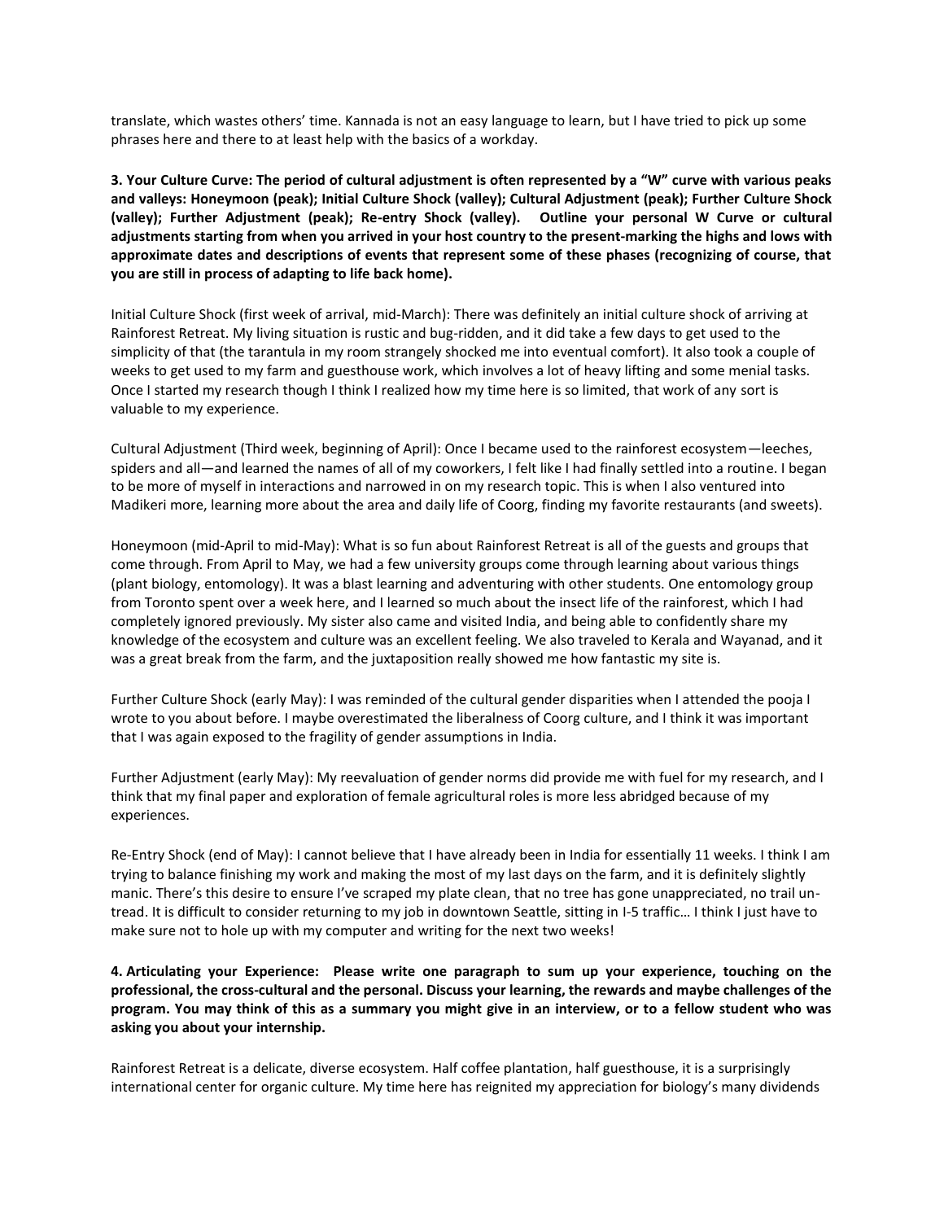translate, which wastes others' time. Kannada is not an easy language to learn, but I have tried to pick up some phrases here and there to at least help with the basics of a workday.

**3. Your Culture Curve: The period of cultural adjustment is often represented by a "W" curve with various peaks and valleys: Honeymoon (peak); Initial Culture Shock (valley); Cultural Adjustment (peak); Further Culture Shock (valley); Further Adjustment (peak); Re-entry Shock (valley). Outline your personal W Curve or cultural adjustments starting from when you arrived in your host country to the present-marking the highs and lows with approximate dates and descriptions of events that represent some of these phases (recognizing of course, that you are still in process of adapting to life back home).**

Initial Culture Shock (first week of arrival, mid-March): There was definitely an initial culture shock of arriving at Rainforest Retreat. My living situation is rustic and bug-ridden, and it did take a few days to get used to the simplicity of that (the tarantula in my room strangely shocked me into eventual comfort). It also took a couple of weeks to get used to my farm and guesthouse work, which involves a lot of heavy lifting and some menial tasks. Once I started my research though I think I realized how my time here is so limited, that work of any sort is valuable to my experience.

Cultural Adjustment (Third week, beginning of April): Once I became used to the rainforest ecosystem—leeches, spiders and all—and learned the names of all of my coworkers, I felt like I had finally settled into a routine. I began to be more of myself in interactions and narrowed in on my research topic. This is when I also ventured into Madikeri more, learning more about the area and daily life of Coorg, finding my favorite restaurants (and sweets).

Honeymoon (mid-April to mid-May): What is so fun about Rainforest Retreat is all of the guests and groups that come through. From April to May, we had a few university groups come through learning about various things (plant biology, entomology). It was a blast learning and adventuring with other students. One entomology group from Toronto spent over a week here, and I learned so much about the insect life of the rainforest, which I had completely ignored previously. My sister also came and visited India, and being able to confidently share my knowledge of the ecosystem and culture was an excellent feeling. We also traveled to Kerala and Wayanad, and it was a great break from the farm, and the juxtaposition really showed me how fantastic my site is.

Further Culture Shock (early May): I was reminded of the cultural gender disparities when I attended the pooja I wrote to you about before. I maybe overestimated the liberalness of Coorg culture, and I think it was important that I was again exposed to the fragility of gender assumptions in India.

Further Adjustment (early May): My reevaluation of gender norms did provide me with fuel for my research, and I think that my final paper and exploration of female agricultural roles is more less abridged because of my experiences.

Re-Entry Shock (end of May): I cannot believe that I have already been in India for essentially 11 weeks. I think I am trying to balance finishing my work and making the most of my last days on the farm, and it is definitely slightly manic. There's this desire to ensure I've scraped my plate clean, that no tree has gone unappreciated, no trail un-tread. It is difficult to consider returning to my job in downtown Seattle, sitting in I-5 traffic… I think I just have to make sure not to hole up with my computer and writing for the next two weeks!

**4. Articulating your Experience: Please write one paragraph to sum up your experience, touching on the professional, the cross-cultural and the personal. Discuss your learning, the rewards and maybe challenges of the program. You may think of this as a summary you might give in an interview, or to a fellow student who was asking you about your internship.**

Rainforest Retreat is a delicate, diverse ecosystem. Half coffee plantation, half guesthouse, it is a surprisingly international center for organic culture. My time here has reignited my appreciation for biology's many dividends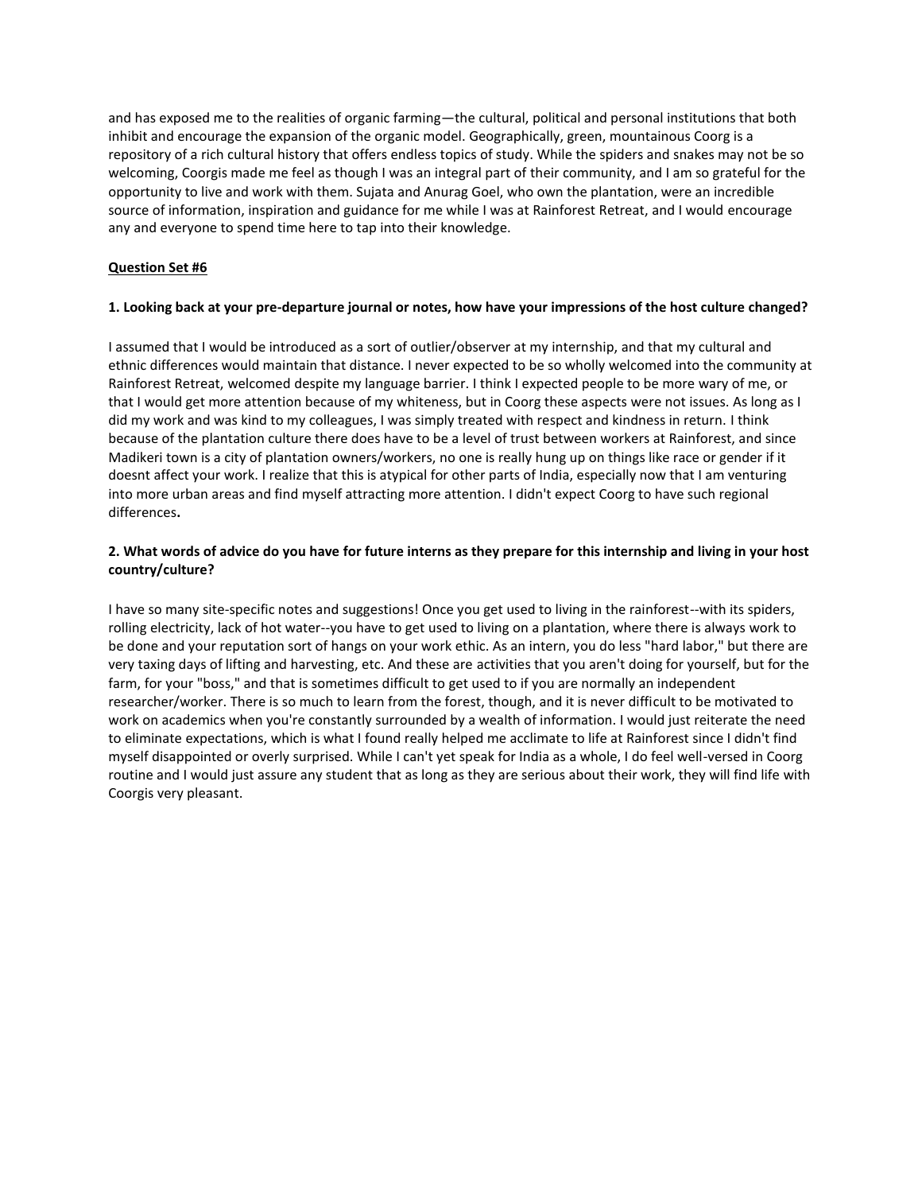and has exposed me to the realities of organic farming—the cultural, political and personal institutions that both inhibit and encourage the expansion of the organic model. Geographically, green, mountainous Coorg is a repository of a rich cultural history that offers endless topics of study. While the spiders and snakes may not be so welcoming, Coorgis made me feel as though I was an integral part of their community, and I am so grateful for the opportunity to live and work with them. Sujata and Anurag Goel, who own the plantation, were an incredible source of information, inspiration and guidance for me while I was at Rainforest Retreat, and I would encourage any and everyone to spend time here to tap into their knowledge.

**<u>Question Set #6</u>**

**1. Looking back at your pre-departure journal or notes, how have your impressions of the host culture changed?**

I assumed that I would be introduced as a sort of outlier/observer at my internship, and that my cultural and ethnic differences would maintain that distance. I never expected to be so wholly welcomed into the community at Rainforest Retreat, welcomed despite my language barrier. I think I expected people to be more wary of me, or that I would get more attention because of my whiteness, but in Coorg these aspects were not issues. As long as I did my work and was kind to my colleagues, I was simply treated with respect and kindness in return. I think because of the plantation culture there does have to be a level of trust between workers at Rainforest, and since Madikeri town is a city of plantation owners/workers, no one is really hung up on things like race or gender if it doesnt affect your work. I realize that this is atypical for other parts of India, especially now that I am venturing into more urban areas and find myself attracting more attention. I didn't expect Coorg to have such regional differences**.**

**2. What words of advice do you have for future interns as they prepare for this internship and living in your host country/culture?**

I have so many site-specific notes and suggestions! Once you get used to living in the rainforest--with its spiders, rolling electricity, lack of hot water--you have to get used to living on a plantation, where there is always work to be done and your reputation sort of hangs on your work ethic. As an intern, you do less "hard labor," but there are very taxing days of lifting and harvesting, etc. And these are activities that you aren't doing for yourself, but for the farm, for your "boss," and that is sometimes difficult to get used to if you are normally an independent researcher/worker. There is so much to learn from the forest, though, and it is never difficult to be motivated to work on academics when you're constantly surrounded by a wealth of information. I would just reiterate the need to eliminate expectations, which is what I found really helped me acclimate to life at Rainforest since I didn't find myself disappointed or overly surprised. While I can't yet speak for India as a whole, I do feel well-versed in Coorg routine and I would just assure any student that as long as they are serious about their work, they will find life with Coorgis very pleasant.